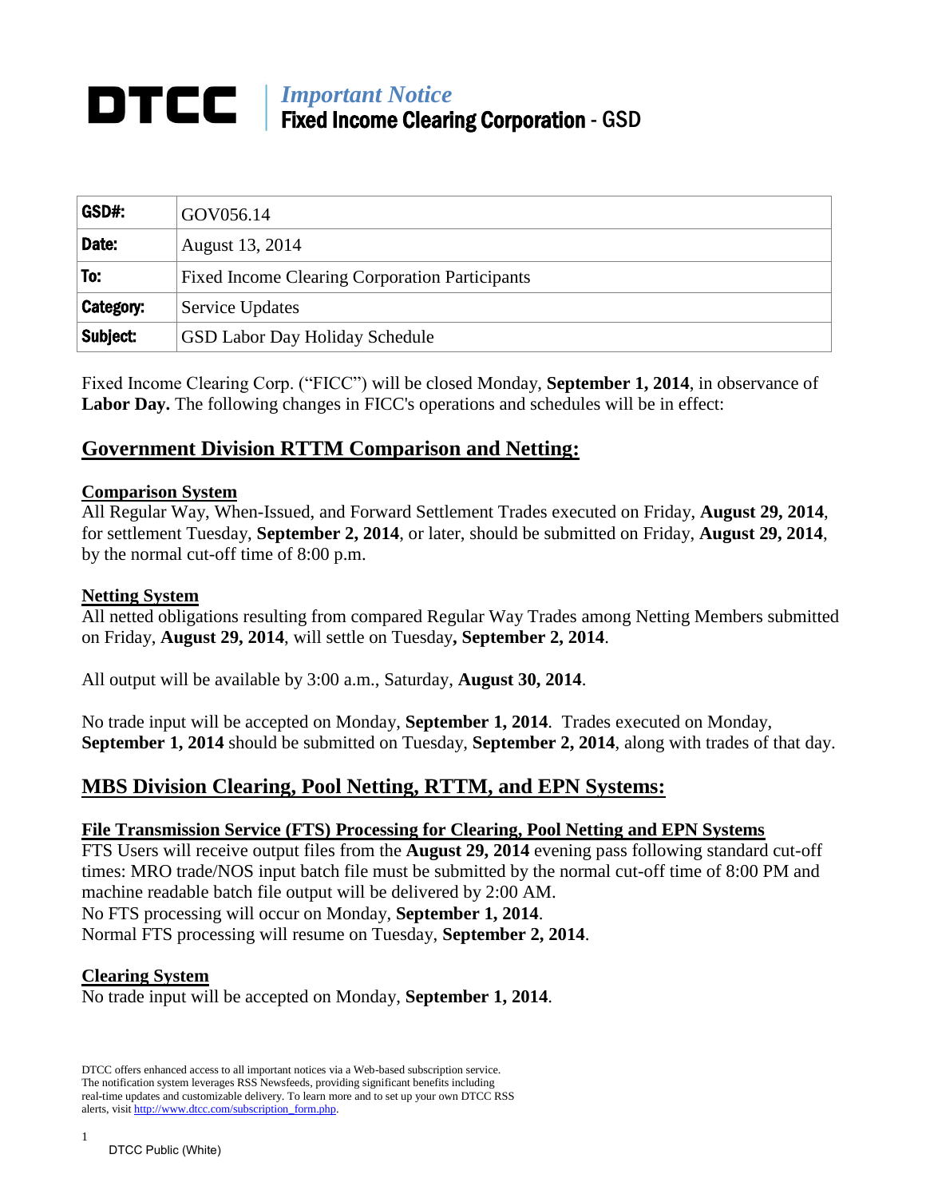# DTCC

*Important Notice*
**Fixed Income Clearing Corporation - GSD**

| | |
|---|---|
| **GSD#:** | GOV056.14 |
| **Date:** | August 13, 2014 |
| **To:** | Fixed Income Clearing Corporation Participants |
| **Category:** | Service Updates |
| **Subject:** | GSD Labor Day Holiday Schedule |

Fixed Income Clearing Corp. ("FICC") will be closed Monday, **September 1, 2014**, in observance of **Labor Day.** The following changes in FICC's operations and schedules will be in effect:

## Government Division RTTM Comparison and Netting:

### Comparison System

All Regular Way, When-Issued, and Forward Settlement Trades executed on Friday, **August 29, 2014**, for settlement Tuesday, **September 2, 2014**, or later, should be submitted on Friday, **August 29, 2014**, by the normal cut-off time of 8:00 p.m.

### Netting System

All netted obligations resulting from compared Regular Way Trades among Netting Members submitted on Friday, **August 29, 2014**, will settle on Tuesday**, September 2, 2014**.

All output will be available by 3:00 a.m., Saturday, **August 30, 2014**.

No trade input will be accepted on Monday, **September 1, 2014**. Trades executed on Monday, **September 1, 2014** should be submitted on Tuesday, **September 2, 2014**, along with trades of that day.

## MBS Division Clearing, Pool Netting, RTTM, and EPN Systems:

### File Transmission Service (FTS) Processing for Clearing, Pool Netting and EPN Systems

FTS Users will receive output files from the **August 29, 2014** evening pass following standard cut-off times: MRO trade/NOS input batch file must be submitted by the normal cut-off time of 8:00 PM and machine readable batch file output will be delivered by 2:00 AM.
No FTS processing will occur on Monday, **September 1, 2014**.
Normal FTS processing will resume on Tuesday, **September 2, 2014**.

### Clearing System

No trade input will be accepted on Monday, **September 1, 2014**.

DTCC offers enhanced access to all important notices via a Web-based subscription service. The notification system leverages RSS Newsfeeds, providing significant benefits including real-time updates and customizable delivery. To learn more and to set up your own DTCC RSS alerts, visit http://www.dtcc.com/subscription_form.php.

DTCC Public (White)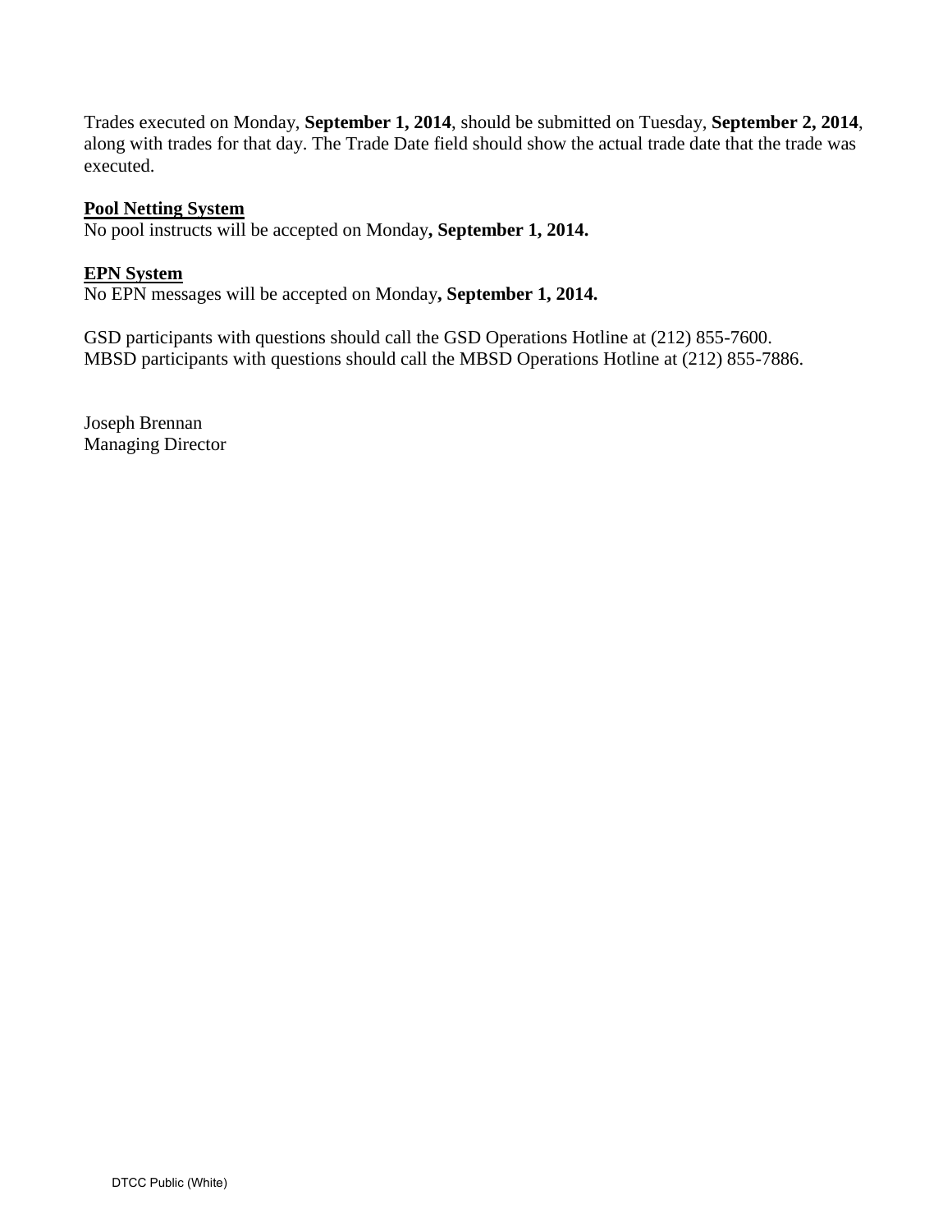Trades executed on Monday, **September 1, 2014**, should be submitted on Tuesday, **September 2, 2014**, along with trades for that day. The Trade Date field should show the actual trade date that the trade was executed.

**Pool Netting System**

No pool instructs will be accepted on Monday**, September 1, 2014.**

**EPN System**

No EPN messages will be accepted on Monday**, September 1, 2014.**

GSD participants with questions should call the GSD Operations Hotline at (212) 855-7600.
MBSD participants with questions should call the MBSD Operations Hotline at (212) 855-7886.

Joseph Brennan
Managing Director

DTCC Public (White)